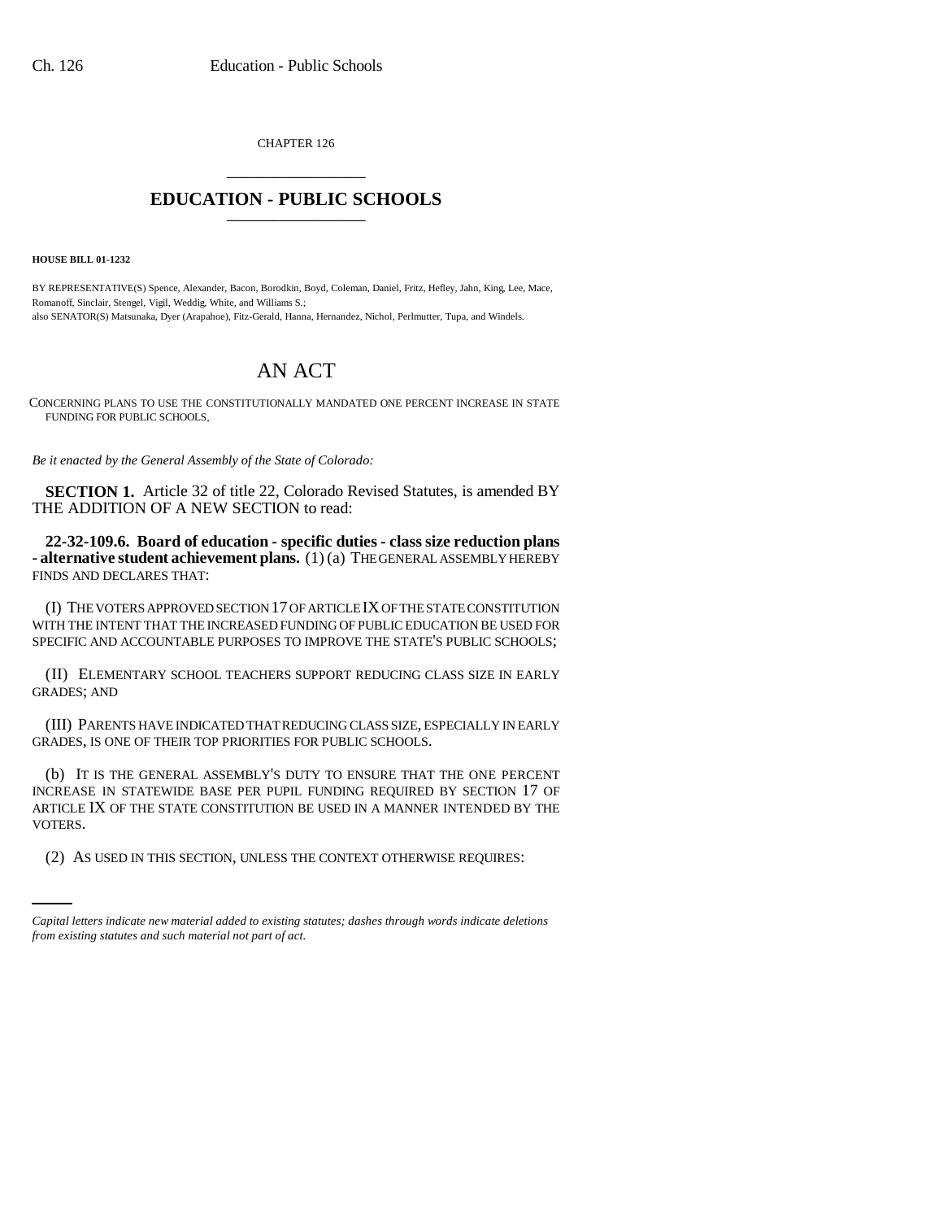CHAPTER 126

# EDUCATION - PUBLIC SCHOOLS

**HOUSE BILL 01-1232**

BY REPRESENTATIVE(S) Spence, Alexander, Bacon, Borodkin, Boyd, Coleman, Daniel, Fritz, Hefley, Jahn, King, Lee, Mace, Romanoff, Sinclair, Stengel, Vigil, Weddig, White, and Williams S.;
also SENATOR(S) Matsunaka, Dyer (Arapahoe), Fitz-Gerald, Hanna, Hernandez, Nichol, Perlmutter, Tupa, and Windels.

# AN ACT

CONCERNING PLANS TO USE THE CONSTITUTIONALLY MANDATED ONE PERCENT INCREASE IN STATE FUNDING FOR PUBLIC SCHOOLS.

*Be it enacted by the General Assembly of the State of Colorado:*

**SECTION 1.** Article 32 of title 22, Colorado Revised Statutes, is amended BY THE ADDITION OF A NEW SECTION to read:

**22-32-109.6. Board of education - specific duties - class size reduction plans - alternative student achievement plans.** (1) (a) THE GENERAL ASSEMBLY HEREBY FINDS AND DECLARES THAT:

(I) THE VOTERS APPROVED SECTION 17 OF ARTICLE IX OF THE STATE CONSTITUTION WITH THE INTENT THAT THE INCREASED FUNDING OF PUBLIC EDUCATION BE USED FOR SPECIFIC AND ACCOUNTABLE PURPOSES TO IMPROVE THE STATE'S PUBLIC SCHOOLS;

(II) ELEMENTARY SCHOOL TEACHERS SUPPORT REDUCING CLASS SIZE IN EARLY GRADES; AND

(III) PARENTS HAVE INDICATED THAT REDUCING CLASS SIZE, ESPECIALLY IN EARLY GRADES, IS ONE OF THEIR TOP PRIORITIES FOR PUBLIC SCHOOLS.

(b) IT IS THE GENERAL ASSEMBLY'S DUTY TO ENSURE THAT THE ONE PERCENT INCREASE IN STATEWIDE BASE PER PUPIL FUNDING REQUIRED BY SECTION 17 OF ARTICLE IX OF THE STATE CONSTITUTION BE USED IN A MANNER INTENDED BY THE VOTERS.

(2) AS USED IN THIS SECTION, UNLESS THE CONTEXT OTHERWISE REQUIRES:

*Capital letters indicate new material added to existing statutes; dashes through words indicate deletions from existing statutes and such material not part of act.*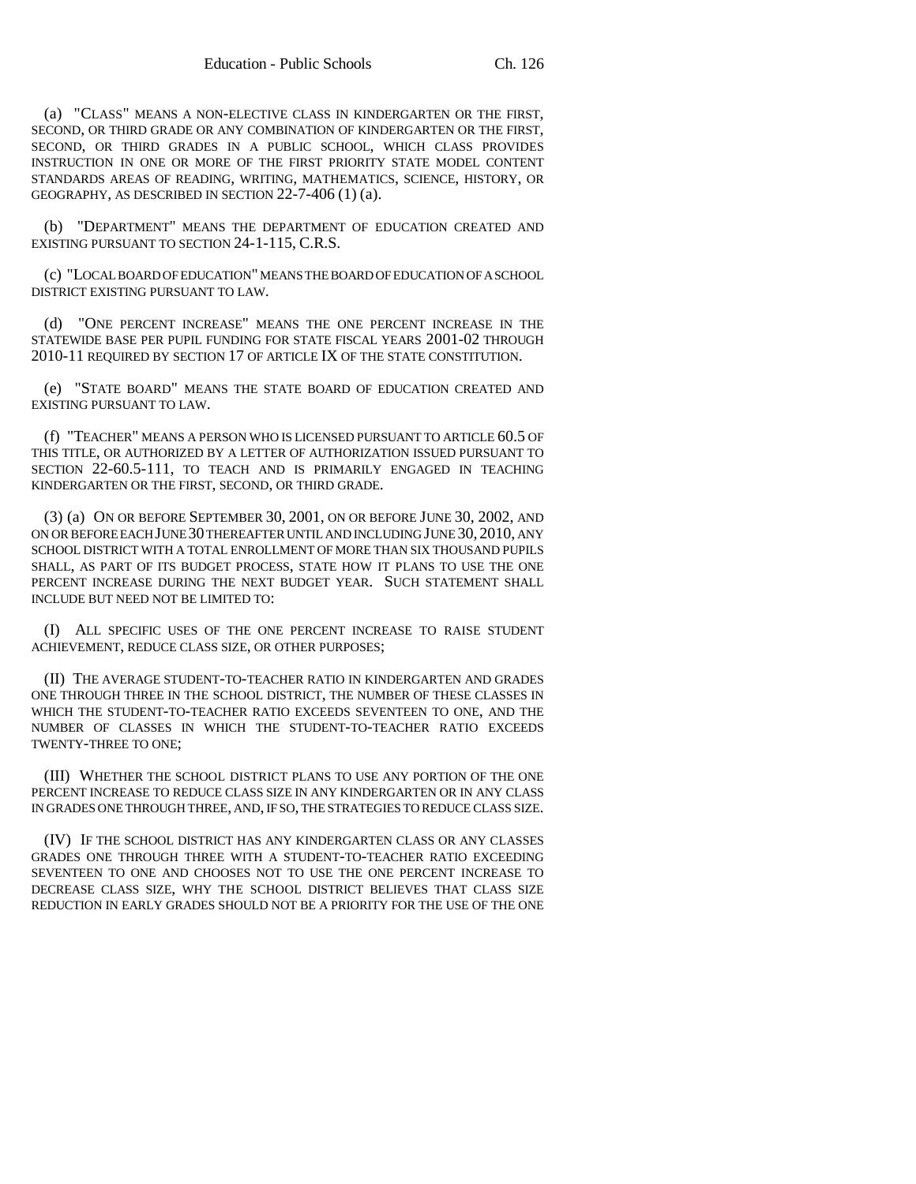(a) "CLASS" MEANS A NON-ELECTIVE CLASS IN KINDERGARTEN OR THE FIRST, SECOND, OR THIRD GRADE OR ANY COMBINATION OF KINDERGARTEN OR THE FIRST, SECOND, OR THIRD GRADES IN A PUBLIC SCHOOL, WHICH CLASS PROVIDES INSTRUCTION IN ONE OR MORE OF THE FIRST PRIORITY STATE MODEL CONTENT STANDARDS AREAS OF READING, WRITING, MATHEMATICS, SCIENCE, HISTORY, OR GEOGRAPHY, AS DESCRIBED IN SECTION 22-7-406 (1) (a).

(b) "DEPARTMENT" MEANS THE DEPARTMENT OF EDUCATION CREATED AND EXISTING PURSUANT TO SECTION 24-1-115, C.R.S.

(c) "LOCAL BOARD OF EDUCATION" MEANS THE BOARD OF EDUCATION OF A SCHOOL DISTRICT EXISTING PURSUANT TO LAW.

(d) "ONE PERCENT INCREASE" MEANS THE ONE PERCENT INCREASE IN THE STATEWIDE BASE PER PUPIL FUNDING FOR STATE FISCAL YEARS 2001-02 THROUGH 2010-11 REQUIRED BY SECTION 17 OF ARTICLE IX OF THE STATE CONSTITUTION.

(e) "STATE BOARD" MEANS THE STATE BOARD OF EDUCATION CREATED AND EXISTING PURSUANT TO LAW.

(f) "TEACHER" MEANS A PERSON WHO IS LICENSED PURSUANT TO ARTICLE 60.5 OF THIS TITLE, OR AUTHORIZED BY A LETTER OF AUTHORIZATION ISSUED PURSUANT TO SECTION 22-60.5-111, TO TEACH AND IS PRIMARILY ENGAGED IN TEACHING KINDERGARTEN OR THE FIRST, SECOND, OR THIRD GRADE.

(3) (a) ON OR BEFORE SEPTEMBER 30, 2001, ON OR BEFORE JUNE 30, 2002, AND ON OR BEFORE EACH JUNE 30 THEREAFTER UNTIL AND INCLUDING JUNE 30, 2010, ANY SCHOOL DISTRICT WITH A TOTAL ENROLLMENT OF MORE THAN SIX THOUSAND PUPILS SHALL, AS PART OF ITS BUDGET PROCESS, STATE HOW IT PLANS TO USE THE ONE PERCENT INCREASE DURING THE NEXT BUDGET YEAR. SUCH STATEMENT SHALL INCLUDE BUT NEED NOT BE LIMITED TO:

(I) ALL SPECIFIC USES OF THE ONE PERCENT INCREASE TO RAISE STUDENT ACHIEVEMENT, REDUCE CLASS SIZE, OR OTHER PURPOSES;

(II) THE AVERAGE STUDENT-TO-TEACHER RATIO IN KINDERGARTEN AND GRADES ONE THROUGH THREE IN THE SCHOOL DISTRICT, THE NUMBER OF THESE CLASSES IN WHICH THE STUDENT-TO-TEACHER RATIO EXCEEDS SEVENTEEN TO ONE, AND THE NUMBER OF CLASSES IN WHICH THE STUDENT-TO-TEACHER RATIO EXCEEDS TWENTY-THREE TO ONE;

(III) WHETHER THE SCHOOL DISTRICT PLANS TO USE ANY PORTION OF THE ONE PERCENT INCREASE TO REDUCE CLASS SIZE IN ANY KINDERGARTEN OR IN ANY CLASS IN GRADES ONE THROUGH THREE, AND, IF SO, THE STRATEGIES TO REDUCE CLASS SIZE.

(IV) IF THE SCHOOL DISTRICT HAS ANY KINDERGARTEN CLASS OR ANY CLASSES GRADES ONE THROUGH THREE WITH A STUDENT-TO-TEACHER RATIO EXCEEDING SEVENTEEN TO ONE AND CHOOSES NOT TO USE THE ONE PERCENT INCREASE TO DECREASE CLASS SIZE, WHY THE SCHOOL DISTRICT BELIEVES THAT CLASS SIZE REDUCTION IN EARLY GRADES SHOULD NOT BE A PRIORITY FOR THE USE OF THE ONE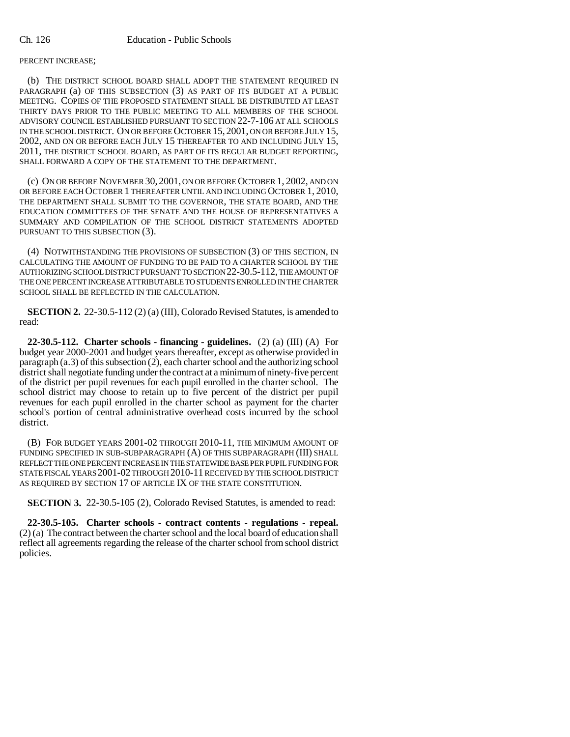PERCENT INCREASE;

(b) THE DISTRICT SCHOOL BOARD SHALL ADOPT THE STATEMENT REQUIRED IN PARAGRAPH (a) OF THIS SUBSECTION (3) AS PART OF ITS BUDGET AT A PUBLIC MEETING. COPIES OF THE PROPOSED STATEMENT SHALL BE DISTRIBUTED AT LEAST THIRTY DAYS PRIOR TO THE PUBLIC MEETING TO ALL MEMBERS OF THE SCHOOL ADVISORY COUNCIL ESTABLISHED PURSUANT TO SECTION 22-7-106 AT ALL SCHOOLS IN THE SCHOOL DISTRICT. ON OR BEFORE OCTOBER 15, 2001, ON OR BEFORE JULY 15, 2002, AND ON OR BEFORE EACH JULY 15 THEREAFTER TO AND INCLUDING JULY 15, 2011, THE DISTRICT SCHOOL BOARD, AS PART OF ITS REGULAR BUDGET REPORTING, SHALL FORWARD A COPY OF THE STATEMENT TO THE DEPARTMENT.

(c) ON OR BEFORE NOVEMBER 30, 2001, ON OR BEFORE OCTOBER 1, 2002, AND ON OR BEFORE EACH OCTOBER 1 THEREAFTER UNTIL AND INCLUDING OCTOBER 1, 2010, THE DEPARTMENT SHALL SUBMIT TO THE GOVERNOR, THE STATE BOARD, AND THE EDUCATION COMMITTEES OF THE SENATE AND THE HOUSE OF REPRESENTATIVES A SUMMARY AND COMPILATION OF THE SCHOOL DISTRICT STATEMENTS ADOPTED PURSUANT TO THIS SUBSECTION (3).

(4) NOTWITHSTANDING THE PROVISIONS OF SUBSECTION (3) OF THIS SECTION, IN CALCULATING THE AMOUNT OF FUNDING TO BE PAID TO A CHARTER SCHOOL BY THE AUTHORIZING SCHOOL DISTRICT PURSUANT TO SECTION 22-30.5-112, THE AMOUNT OF THE ONE PERCENT INCREASE ATTRIBUTABLE TO STUDENTS ENROLLED IN THE CHARTER SCHOOL SHALL BE REFLECTED IN THE CALCULATION.

**SECTION 2.** 22-30.5-112 (2) (a) (III), Colorado Revised Statutes, is amended to read:

**22-30.5-112. Charter schools - financing - guidelines.** (2) (a) (III) (A) For budget year 2000-2001 and budget years thereafter, except as otherwise provided in paragraph (a.3) of this subsection (2), each charter school and the authorizing school district shall negotiate funding under the contract at a minimum of ninety-five percent of the district per pupil revenues for each pupil enrolled in the charter school. The school district may choose to retain up to five percent of the district per pupil revenues for each pupil enrolled in the charter school as payment for the charter school's portion of central administrative overhead costs incurred by the school district.

(B) FOR BUDGET YEARS 2001-02 THROUGH 2010-11, THE MINIMUM AMOUNT OF FUNDING SPECIFIED IN SUB-SUBPARAGRAPH (A) OF THIS SUBPARAGRAPH (III) SHALL REFLECT THE ONE PERCENT INCREASE IN THE STATEWIDE BASE PER PUPIL FUNDING FOR STATE FISCAL YEARS 2001-02 THROUGH 2010-11 RECEIVED BY THE SCHOOL DISTRICT AS REQUIRED BY SECTION 17 OF ARTICLE IX OF THE STATE CONSTITUTION.

**SECTION 3.** 22-30.5-105 (2), Colorado Revised Statutes, is amended to read:

**22-30.5-105. Charter schools - contract contents - regulations - repeal.** (2) (a) The contract between the charter school and the local board of education shall reflect all agreements regarding the release of the charter school from school district policies.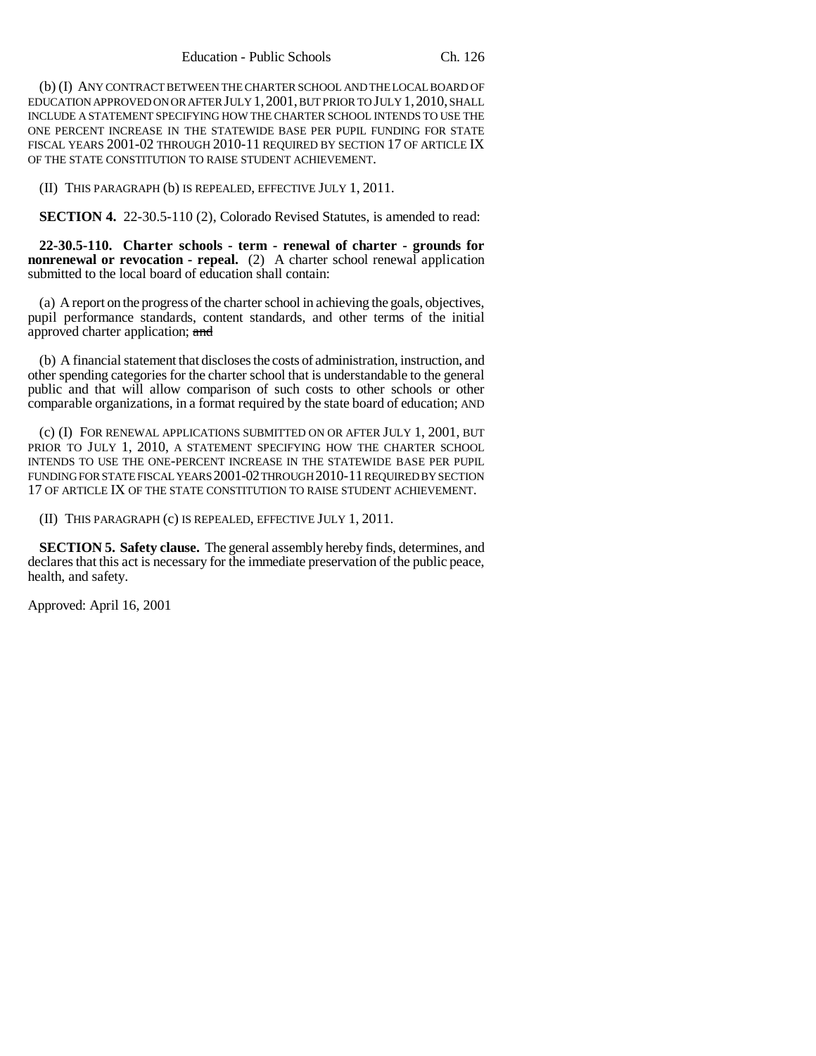(b) (I) ANY CONTRACT BETWEEN THE CHARTER SCHOOL AND THE LOCAL BOARD OF EDUCATION APPROVED ON OR AFTER JULY 1, 2001, BUT PRIOR TO JULY 1, 2010, SHALL INCLUDE A STATEMENT SPECIFYING HOW THE CHARTER SCHOOL INTENDS TO USE THE ONE PERCENT INCREASE IN THE STATEWIDE BASE PER PUPIL FUNDING FOR STATE FISCAL YEARS 2001-02 THROUGH 2010-11 REQUIRED BY SECTION 17 OF ARTICLE IX OF THE STATE CONSTITUTION TO RAISE STUDENT ACHIEVEMENT.

(II) THIS PARAGRAPH (b) IS REPEALED, EFFECTIVE JULY 1, 2011.

**SECTION 4.** 22-30.5-110 (2), Colorado Revised Statutes, is amended to read:

**22-30.5-110. Charter schools - term - renewal of charter - grounds for nonrenewal or revocation - repeal.** (2) A charter school renewal application submitted to the local board of education shall contain:

(a) A report on the progress of the charter school in achieving the goals, objectives, pupil performance standards, content standards, and other terms of the initial approved charter application; ~~and~~

(b) A financial statement that discloses the costs of administration, instruction, and other spending categories for the charter school that is understandable to the general public and that will allow comparison of such costs to other schools or other comparable organizations, in a format required by the state board of education; AND

(c) (I) FOR RENEWAL APPLICATIONS SUBMITTED ON OR AFTER JULY 1, 2001, BUT PRIOR TO JULY 1, 2010, A STATEMENT SPECIFYING HOW THE CHARTER SCHOOL INTENDS TO USE THE ONE-PERCENT INCREASE IN THE STATEWIDE BASE PER PUPIL FUNDING FOR STATE FISCAL YEARS 2001-02 THROUGH 2010-11 REQUIRED BY SECTION 17 OF ARTICLE IX OF THE STATE CONSTITUTION TO RAISE STUDENT ACHIEVEMENT.

(II) THIS PARAGRAPH (c) IS REPEALED, EFFECTIVE JULY 1, 2011.

**SECTION 5. Safety clause.** The general assembly hereby finds, determines, and declares that this act is necessary for the immediate preservation of the public peace, health, and safety.

Approved: April 16, 2001